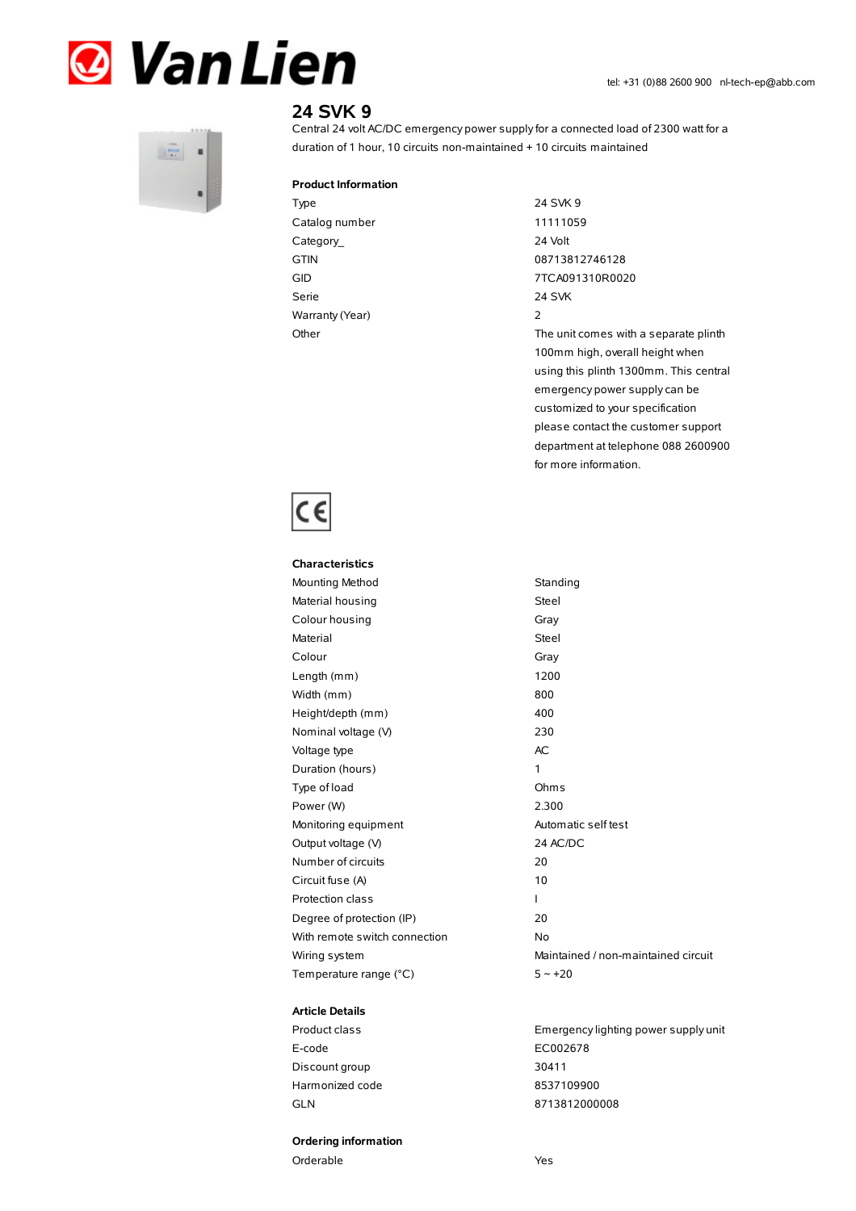# Van Lien

tel: +31 (0)88 2600 900 nl-tech-ep@abb.com

## 24 SVK 9

Central 24 volt AC/DC emergency power supply for a connected load of 2300 watt for a duration of 1 hour, 10 circuits non-maintained + 10 circuits maintained

### Product Information

| | |
|---|---|
| Type | 24 SVK 9 |
| Catalog number | 11111059 |
| Category_ | 24 Volt |
| GTIN | 08713812746128 |
| GID | 7TCA091310R0020 |
| Serie | 24 SVK |
| Warranty (Year) | 2 |
| Other | The unit comes with a separate plinth 100mm high, overall height when using this plinth 1300mm. This central emergency power supply can be customized to your specification please contact the customer support department at telephone 088 2600900 for more information. |

CE

### Characteristics

| | |
|---|---|
| Mounting Method | Standing |
| Material housing | Steel |
| Colour housing | Gray |
| Material | Steel |
| Colour | Gray |
| Length (mm) | 1200 |
| Width (mm) | 800 |
| Height/depth (mm) | 400 |
| Nominal voltage (V) | 230 |
| Voltage type | AC |
| Duration (hours) | 1 |
| Type of load | Ohms |
| Power (W) | 2.300 |
| Monitoring equipment | Automatic self test |
| Output voltage (V) | 24 AC/DC |
| Number of circuits | 20 |
| Circuit fuse (A) | 10 |
| Protection class | I |
| Degree of protection (IP) | 20 |
| With remote switch connection | No |
| Wiring system | Maintained / non-maintained circuit |
| Temperature range (°C) | 5 ~ +20 |

### Article Details

| | |
|---|---|
| Product class | Emergency lighting power supply unit |
| E-code | EC002678 |
| Discount group | 30411 |
| Harmonized code | 8537109900 |
| GLN | 8713812000008 |

### Ordering information

| | |
|---|---|
| Orderable | Yes |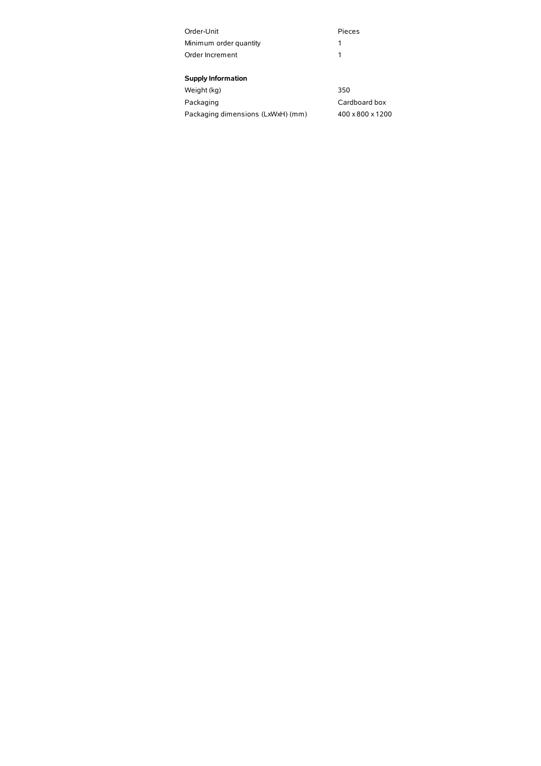| | |
|---|---|
| Order-Unit | Pieces |
| Minimum order quantity | 1 |
| Order Increment | 1 |

**Supply Information**

| | |
|---|---|
| Weight (kg) | 350 |
| Packaging | Cardboard box |
| Packaging dimensions (LxWxH) (mm) | 400 x 800 x 1200 |